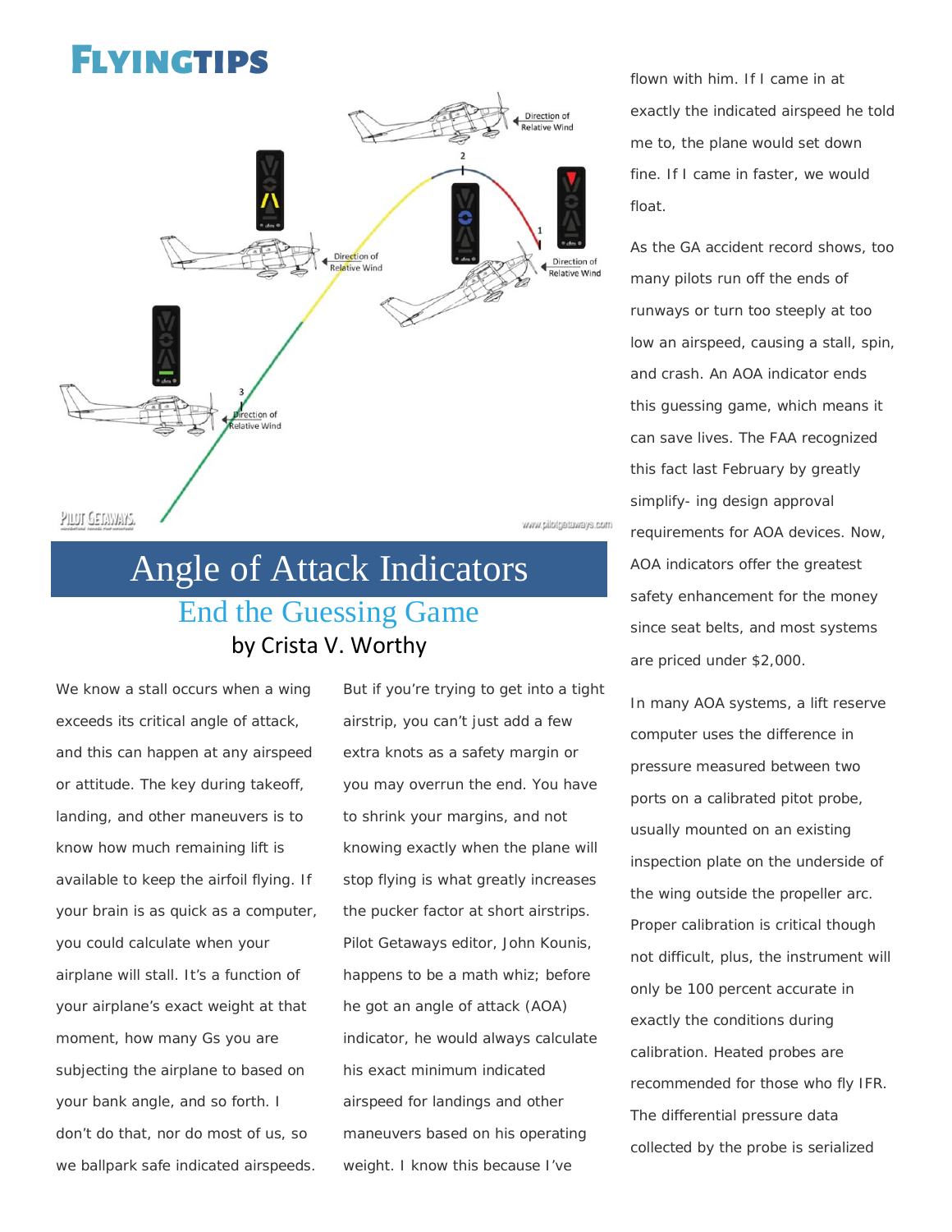# FLYINGTIPS

# Angle of Attack Indicators

## End the Guessing Game

by Crista V. Worthy

We know a stall occurs when a wing exceeds its critical angle of attack, and this can happen at any airspeed or attitude. The key during takeoff, landing, and other maneuvers is to know how much remaining lift is available to keep the airfoil flying. If your brain is as quick as a computer, you could calculate when your airplane will stall. It's a function of your airplane's exact weight at that moment, how many Gs you are subjecting the airplane to based on your bank angle, and so forth. I don't do that, nor do most of us, so we ballpark safe indicated airspeeds.

But if you're trying to get into a tight airstrip, you can't just add a few extra knots as a safety margin or you may overrun the end. You have to shrink your margins, and not knowing exactly when the plane will stop flying is what greatly increases the pucker factor at short airstrips. Pilot Getaways editor, John Kounis, happens to be a math whiz; before he got an angle of attack (AOA) indicator, he would always calculate his exact minimum indicated airspeed for landings and other maneuvers based on his operating weight. I know this because I've flown with him. If I came in at exactly the indicated airspeed he told me to, the plane would set down fine. If I came in faster, we would float.

As the GA accident record shows, too many pilots run off the ends of runways or turn too steeply at too low an airspeed, causing a stall, spin, and crash. An AOA indicator ends this guessing game, which means it can save lives. The FAA recognized this fact last February by greatly simplify- ing design approval requirements for AOA devices. Now, AOA indicators offer the greatest safety enhancement for the money since seat belts, and most systems are priced under $2,000.

In many AOA systems, a lift reserve computer uses the difference in pressure measured between two ports on a calibrated pitot probe, usually mounted on an existing inspection plate on the underside of the wing outside the propeller arc. Proper calibration is critical though not difficult, plus, the instrument will only be 100 percent accurate in exactly the conditions during calibration. Heated probes are recommended for those who fly IFR. The differential pressure data collected by the probe is serialized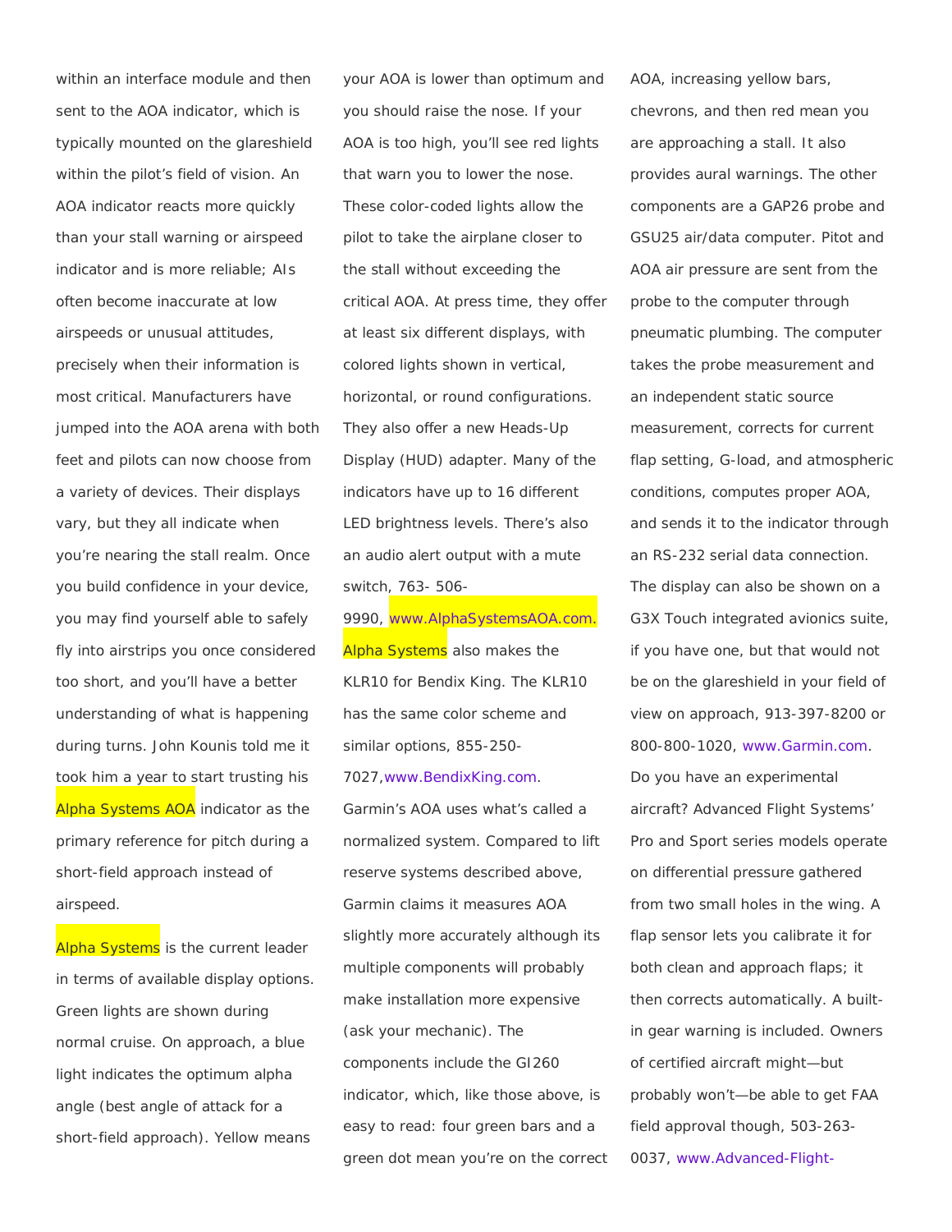within an interface module and then sent to the AOA indicator, which is typically mounted on the glareshield within the pilot's field of vision. An AOA indicator reacts more quickly than your stall warning or airspeed indicator and is more reliable; AIs often become inaccurate at low airspeeds or unusual attitudes, precisely when their information is most critical. Manufacturers have jumped into the AOA arena with both feet and pilots can now choose from a variety of devices. Their displays vary, but they all indicate when you're nearing the stall realm. Once you build confidence in your device, you may find yourself able to safely fly into airstrips you once considered too short, and you'll have a better understanding of what is happening during turns. John Kounis told me it took him a year to start trusting his Alpha Systems AOA indicator as the primary reference for pitch during a short-field approach instead of airspeed.

Alpha Systems is the current leader in terms of available display options. Green lights are shown during normal cruise. On approach, a blue light indicates the optimum alpha angle (best angle of attack for a short-field approach). Yellow means your AOA is lower than optimum and you should raise the nose. If your AOA is too high, you'll see red lights that warn you to lower the nose. These color-coded lights allow the pilot to take the airplane closer to the stall without exceeding the critical AOA. At press time, they offer at least six different displays, with colored lights shown in vertical, horizontal, or round configurations. They also offer a new Heads-Up Display (HUD) adapter. Many of the indicators have up to 16 different LED brightness levels. There's also an audio alert output with a mute switch, 763- 506-9990, www.AlphaSystemsAOA.com. Alpha Systems also makes the KLR10 for Bendix King. The KLR10 has the same color scheme and similar options, 855-250-7027,www.BendixKing.com.

Garmin's AOA uses what's called a normalized system. Compared to lift reserve systems described above, Garmin claims it measures AOA slightly more accurately although its multiple components will probably make installation more expensive (ask your mechanic). The components include the GI260 indicator, which, like those above, is easy to read: four green bars and a green dot mean you're on the correct AOA, increasing yellow bars, chevrons, and then red mean you are approaching a stall. It also provides aural warnings. The other components are a GAP26 probe and GSU25 air/data computer. Pitot and AOA air pressure are sent from the probe to the computer through pneumatic plumbing. The computer takes the probe measurement and an independent static source measurement, corrects for current flap setting, G-load, and atmospheric conditions, computes proper AOA, and sends it to the indicator through an RS-232 serial data connection. The display can also be shown on a G3X Touch integrated avionics suite, if you have one, but that would not be on the glareshield in your field of view on approach, 913-397-8200 or 800-800-1020, www.Garmin.com.

Do you have an experimental aircraft? Advanced Flight Systems' Pro and Sport series models operate on differential pressure gathered from two small holes in the wing. A flap sensor lets you calibrate it for both clean and approach flaps; it then corrects automatically. A built-in gear warning is included. Owners of certified aircraft might—but probably won't—be able to get FAA field approval though, 503-263-0037, www.Advanced-Flight-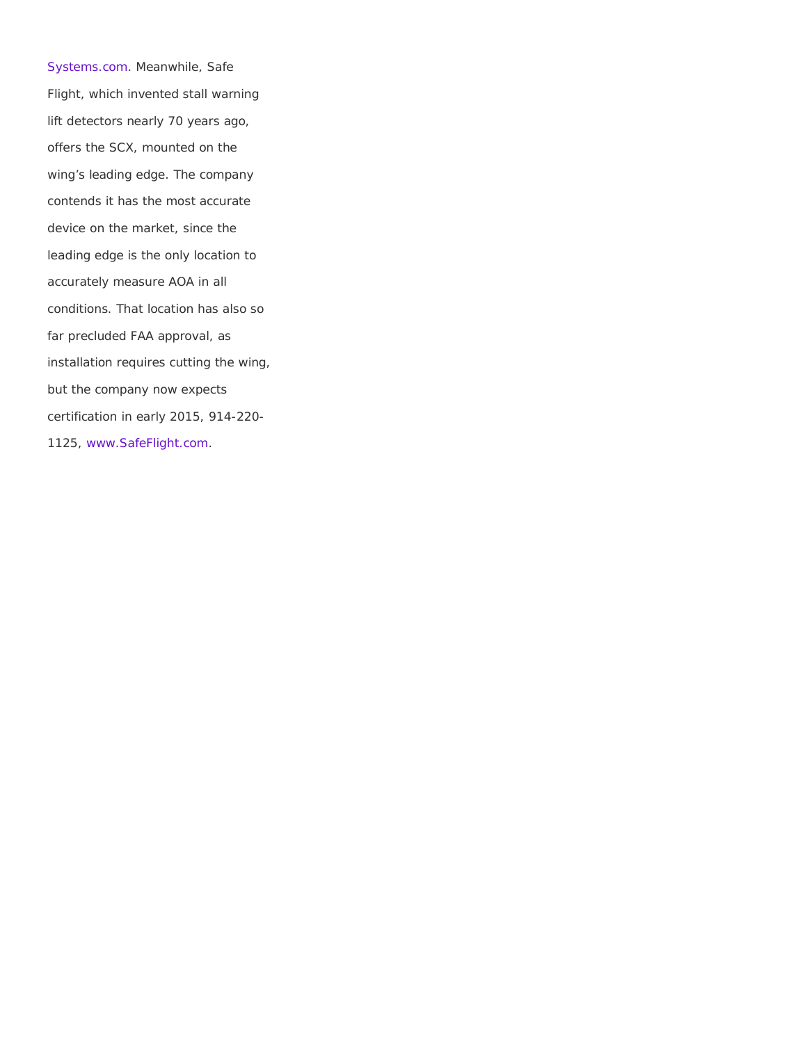Systems.com. Meanwhile, Safe Flight, which invented stall warning lift detectors nearly 70 years ago, offers the SCX, mounted on the wing's leading edge. The company contends it has the most accurate device on the market, since the leading edge is the only location to accurately measure AOA in all conditions. That location has also so far precluded FAA approval, as installation requires cutting the wing, but the company now expects certification in early 2015, 914-220-1125, www.SafeFlight.com.